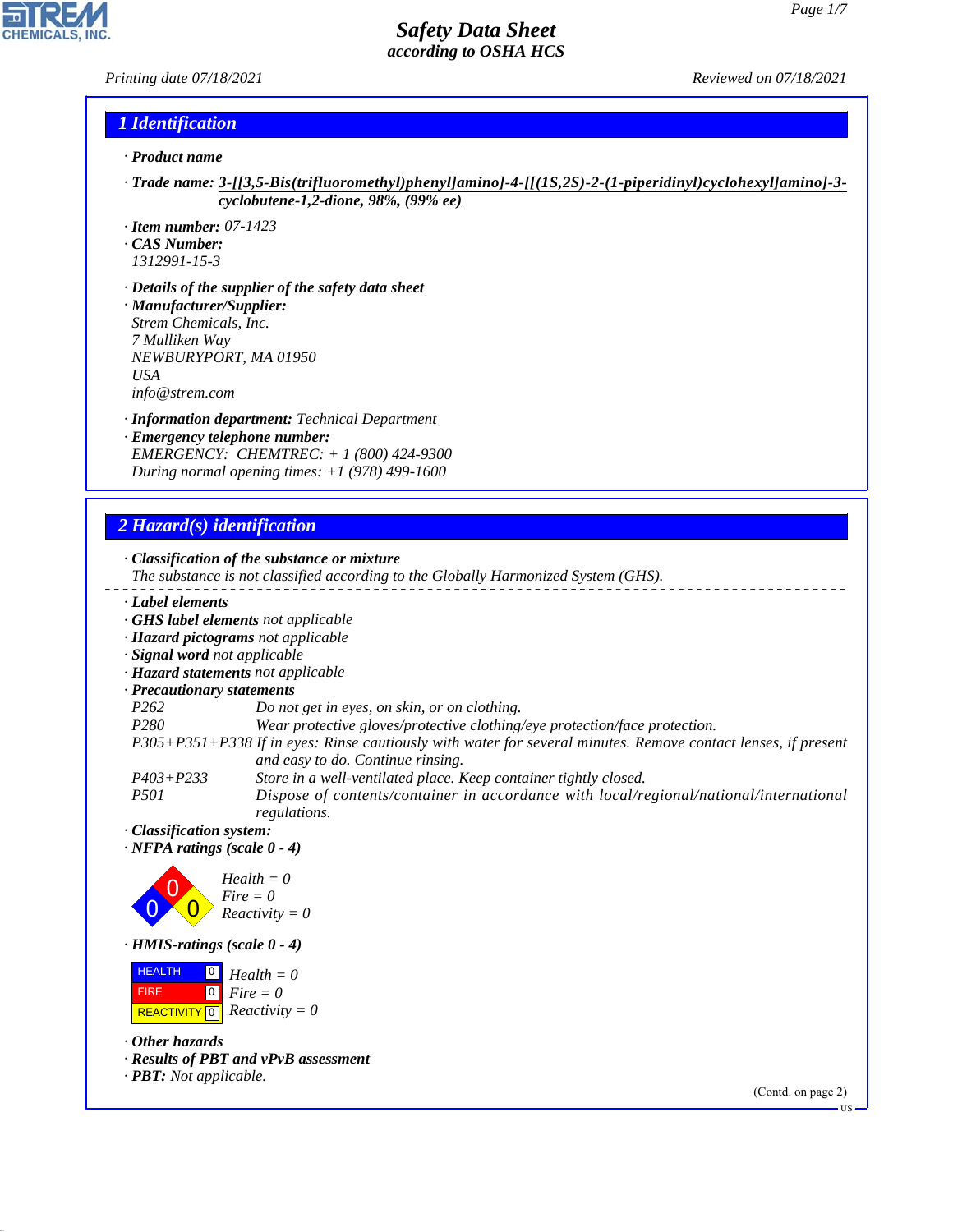# Safety Data Sheet
*according to OSHA HCS*

*Printing date 07/18/2021* *Reviewed on 07/18/2021*

## 1 Identification

· **Product name**

· **Trade name:** **3-[[3,5-Bis(trifluoromethyl)phenyl]amino]-4-[[(1S,2S)-2-(1-piperidinyl)cyclohexyl]amino]-3-cyclobutene-1,2-dione, 98%, (99% ee)**

· **Item number:** 07-1423
· **CAS Number:**
1312991-15-3

· **Details of the supplier of the safety data sheet**
· **Manufacturer/Supplier:**
Strem Chemicals, Inc.
7 Mulliken Way
NEWBURYPORT, MA 01950
USA
info@strem.com

· **Information department:** Technical Department
· **Emergency telephone number:**
EMERGENCY: CHEMTREC: + 1 (800) 424-9300
During normal opening times: +1 (978) 499-1600

## 2 Hazard(s) identification

· **Classification of the substance or mixture**
The substance is not classified according to the Globally Harmonized System (GHS).

· **Label elements**
· **GHS label elements** not applicable
· **Hazard pictograms** not applicable
· **Signal word** not applicable
· **Hazard statements** not applicable
· **Precautionary statements**

| | |
|---|---|
| P262 | Do not get in eyes, on skin, or on clothing. |
| P280 | Wear protective gloves/protective clothing/eye protection/face protection. |
| P305+P351+P338 | If in eyes: Rinse cautiously with water for several minutes. Remove contact lenses, if present and easy to do. Continue rinsing. |
| P403+P233 | Store in a well-ventilated place. Keep container tightly closed. |
| P501 | Dispose of contents/container in accordance with local/regional/national/international regulations. |

· **Classification system:**
· **NFPA ratings (scale 0 - 4)**

Health = 0
Fire = 0
Reactivity = 0

· **HMIS-ratings (scale 0 - 4)**

| | | |
|---|---|---|
| HEALTH | 0 | Health = 0 |
| FIRE | 0 | Fire = 0 |
| REACTIVITY | 0 | Reactivity = 0 |

· **Other hazards**
· **Results of PBT and vPvB assessment**
· **PBT:** Not applicable.

(Contd. on page 2)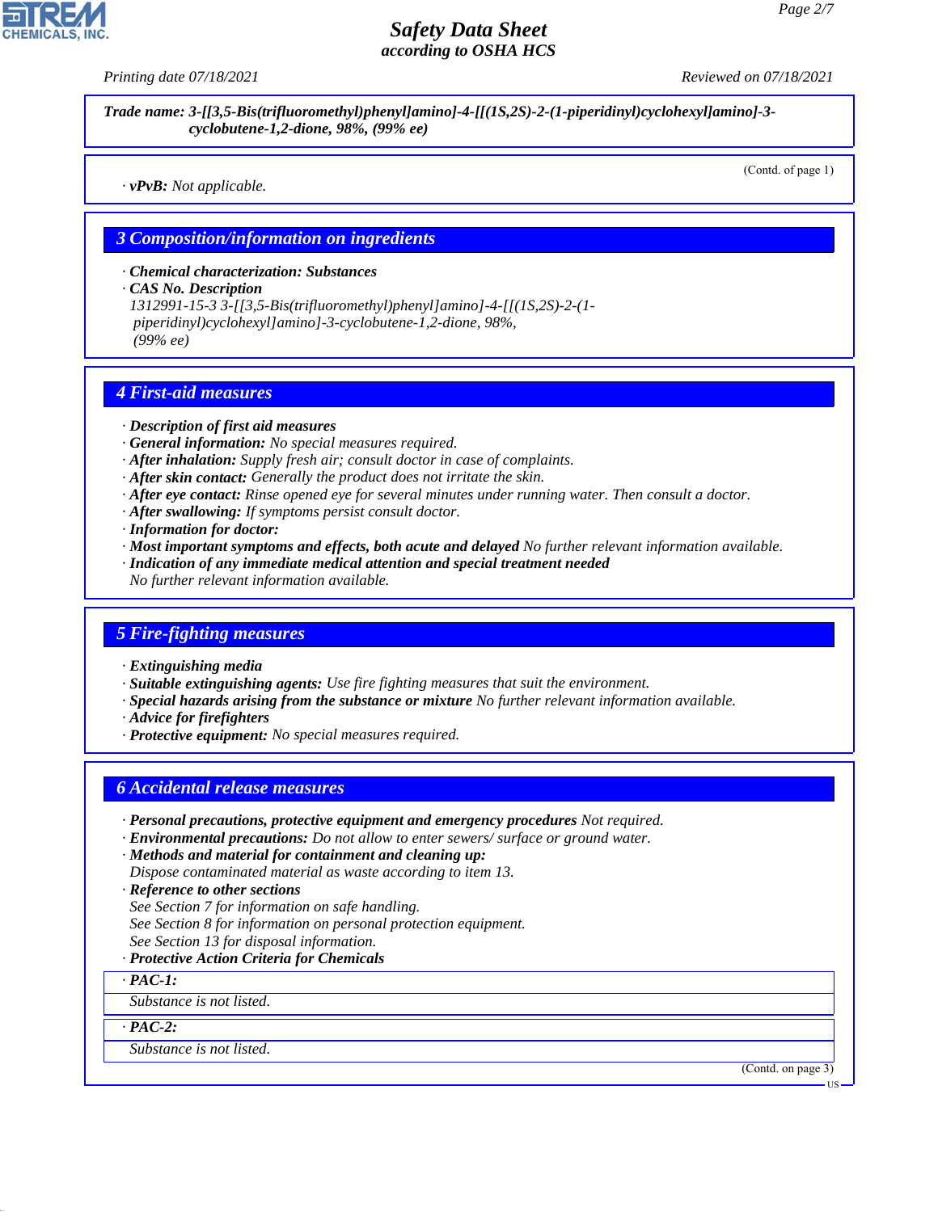**Trade name: 3-[[3,5-Bis(trifluoromethyl)phenyl]amino]-4-[[(1S,2S)-2-(1-piperidinyl)cyclohexyl]amino]-3-cyclobutene-1,2-dione, 98%, (99% ee)**

(Contd. of page 1)

· **vPvB:** Not applicable.

## 3 Composition/information on ingredients

· **Chemical characterization: Substances**
· **CAS No. Description**
1312991-15-3 3-[[3,5-Bis(trifluoromethyl)phenyl]amino]-4-[[(1S,2S)-2-(1-piperidinyl)cyclohexyl]amino]-3-cyclobutene-1,2-dione, 98%, (99% ee)

## 4 First-aid measures

· **Description of first aid measures**
· **General information:** No special measures required.
· **After inhalation:** Supply fresh air; consult doctor in case of complaints.
· **After skin contact:** Generally the product does not irritate the skin.
· **After eye contact:** Rinse opened eye for several minutes under running water. Then consult a doctor.
· **After swallowing:** If symptoms persist consult doctor.
· **Information for doctor:**
· **Most important symptoms and effects, both acute and delayed** No further relevant information available.
· **Indication of any immediate medical attention and special treatment needed**
No further relevant information available.

## 5 Fire-fighting measures

· **Extinguishing media**
· **Suitable extinguishing agents:** Use fire fighting measures that suit the environment.
· **Special hazards arising from the substance or mixture** No further relevant information available.
· **Advice for firefighters**
· **Protective equipment:** No special measures required.

## 6 Accidental release measures

· **Personal precautions, protective equipment and emergency procedures** Not required.
· **Environmental precautions:** Do not allow to enter sewers/ surface or ground water.
· **Methods and material for containment and cleaning up:**
Dispose contaminated material as waste according to item 13.
· **Reference to other sections**
See Section 7 for information on safe handling.
See Section 8 for information on personal protection equipment.
See Section 13 for disposal information.
· **Protective Action Criteria for Chemicals**

· **PAC-1:**
Substance is not listed.

· **PAC-2:**
Substance is not listed.

(Contd. on page 3)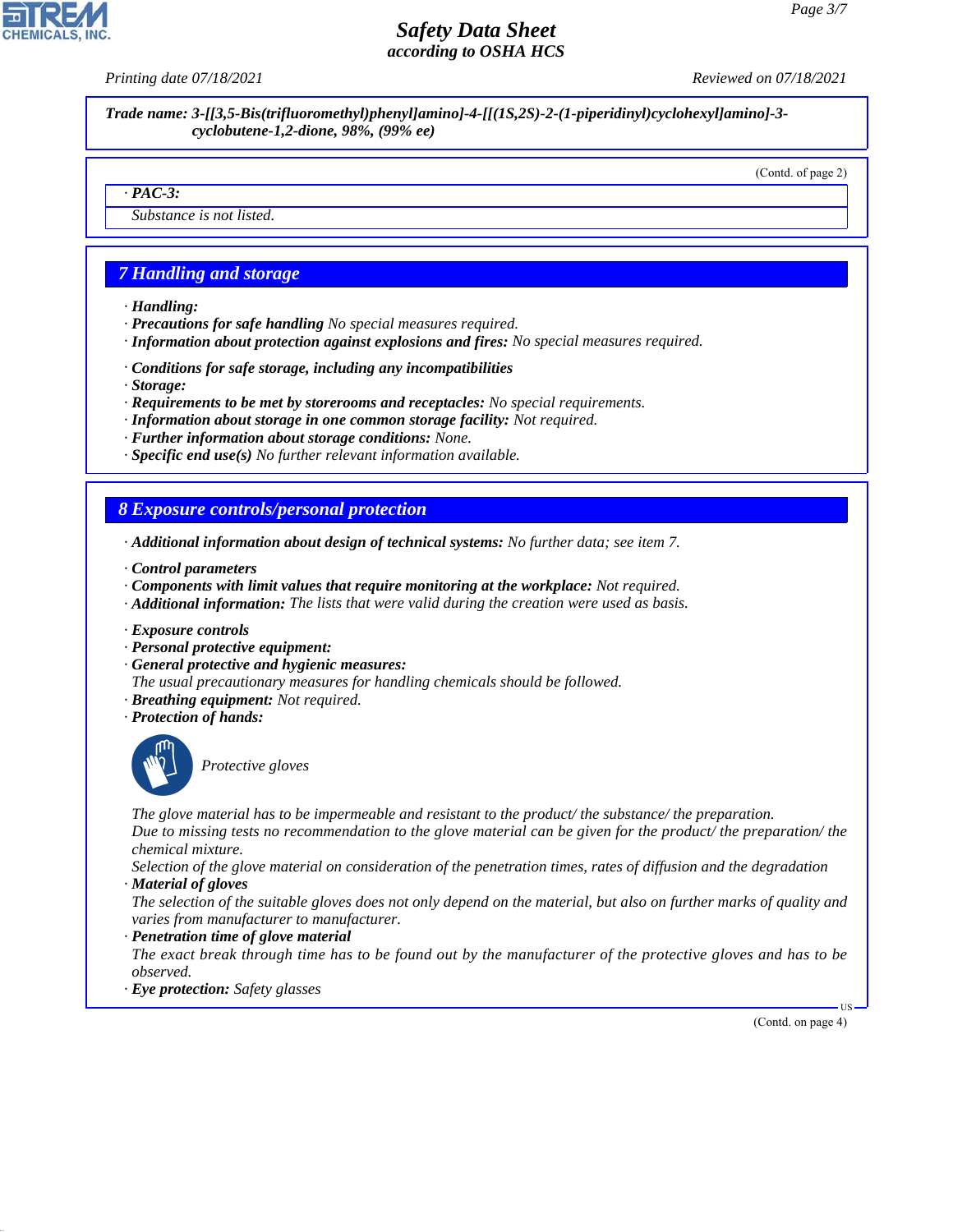**Trade name: 3-[[3,5-Bis(trifluoromethyl)phenyl]amino]-4-[[(1S,2S)-2-(1-piperidinyl)cyclohexyl]amino]-3-cyclobutene-1,2-dione, 98%, (99% ee)**

(Contd. of page 2)

· **PAC-3:**

Substance is not listed.

## 7 Handling and storage

· **Handling:**
· **Precautions for safe handling** No special measures required.
· **Information about protection against explosions and fires:** No special measures required.

· **Conditions for safe storage, including any incompatibilities**
· **Storage:**
· **Requirements to be met by storerooms and receptacles:** No special requirements.
· **Information about storage in one common storage facility:** Not required.
· **Further information about storage conditions:** None.
· **Specific end use(s)** No further relevant information available.

## 8 Exposure controls/personal protection

· **Additional information about design of technical systems:** No further data; see item 7.

· **Control parameters**
· **Components with limit values that require monitoring at the workplace:** Not required.
· **Additional information:** The lists that were valid during the creation were used as basis.

· **Exposure controls**
· **Personal protective equipment:**
· **General protective and hygienic measures:**
The usual precautionary measures for handling chemicals should be followed.
· **Breathing equipment:** Not required.
· **Protection of hands:**

Protective gloves

The glove material has to be impermeable and resistant to the product/ the substance/ the preparation.
Due to missing tests no recommendation to the glove material can be given for the product/ the preparation/ the chemical mixture.
Selection of the glove material on consideration of the penetration times, rates of diffusion and the degradation
· **Material of gloves**
The selection of the suitable gloves does not only depend on the material, but also on further marks of quality and varies from manufacturer to manufacturer.
· **Penetration time of glove material**
The exact break through time has to be found out by the manufacturer of the protective gloves and has to be observed.
· **Eye protection:** Safety glasses

(Contd. on page 4)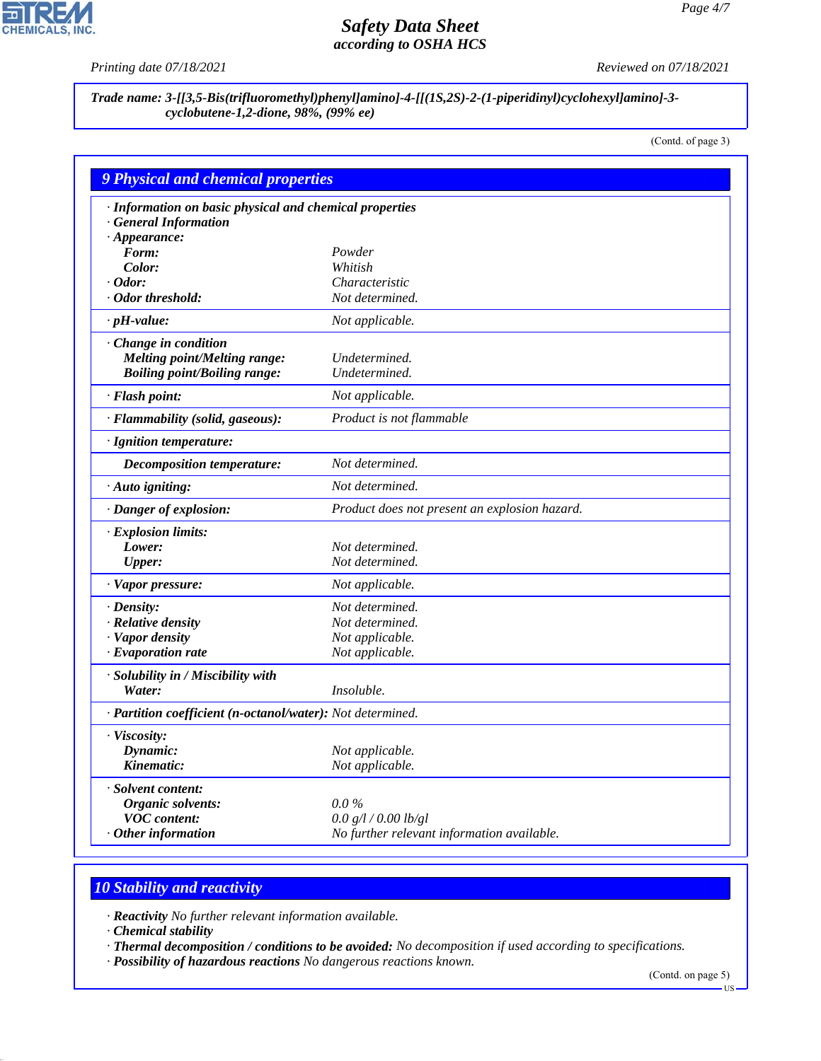**Trade name: 3-[[3,5-Bis(trifluoromethyl)phenyl]amino]-4-[[(1S,2S)-2-(1-piperidinyl)cyclohexyl]amino]-3-cyclobutene-1,2-dione, 98%, (99% ee)**

(Contd. of page 3)

## 9 Physical and chemical properties

| | |
|---|---|
| · **Information on basic physical and chemical properties** | |
| · **General Information** | |
| · **Appearance:** | |
| **Form:** | Powder |
| **Color:** | Whitish |
| · **Odor:** | Characteristic |
| · **Odor threshold:** | Not determined. |
| · **pH-value:** | Not applicable. |
| · **Change in condition** | |
| **Melting point/Melting range:** | Undetermined. |
| **Boiling point/Boiling range:** | Undetermined. |
| · **Flash point:** | Not applicable. |
| · **Flammability (solid, gaseous):** | Product is not flammable |
| · **Ignition temperature:** | |
| **Decomposition temperature:** | Not determined. |
| · **Auto igniting:** | Not determined. |
| · **Danger of explosion:** | Product does not present an explosion hazard. |
| · **Explosion limits:** | |
| **Lower:** | Not determined. |
| **Upper:** | Not determined. |
| · **Vapor pressure:** | Not applicable. |
| · **Density:** | Not determined. |
| · **Relative density** | Not determined. |
| · **Vapor density** | Not applicable. |
| · **Evaporation rate** | Not applicable. |
| · **Solubility in / Miscibility with** | |
| **Water:** | Insoluble. |
| · **Partition coefficient (n-octanol/water):** | Not determined. |
| · **Viscosity:** | |
| **Dynamic:** | Not applicable. |
| **Kinematic:** | Not applicable. |
| · **Solvent content:** | |
| **Organic solvents:** | 0.0 % |
| **VOC content:** | 0.0 g/l / 0.00 lb/gl |
| · **Other information** | No further relevant information available. |

## 10 Stability and reactivity

· **Reactivity** No further relevant information available.
· **Chemical stability**
· **Thermal decomposition / conditions to be avoided:** No decomposition if used according to specifications.
· **Possibility of hazardous reactions** No dangerous reactions known.

(Contd. on page 5)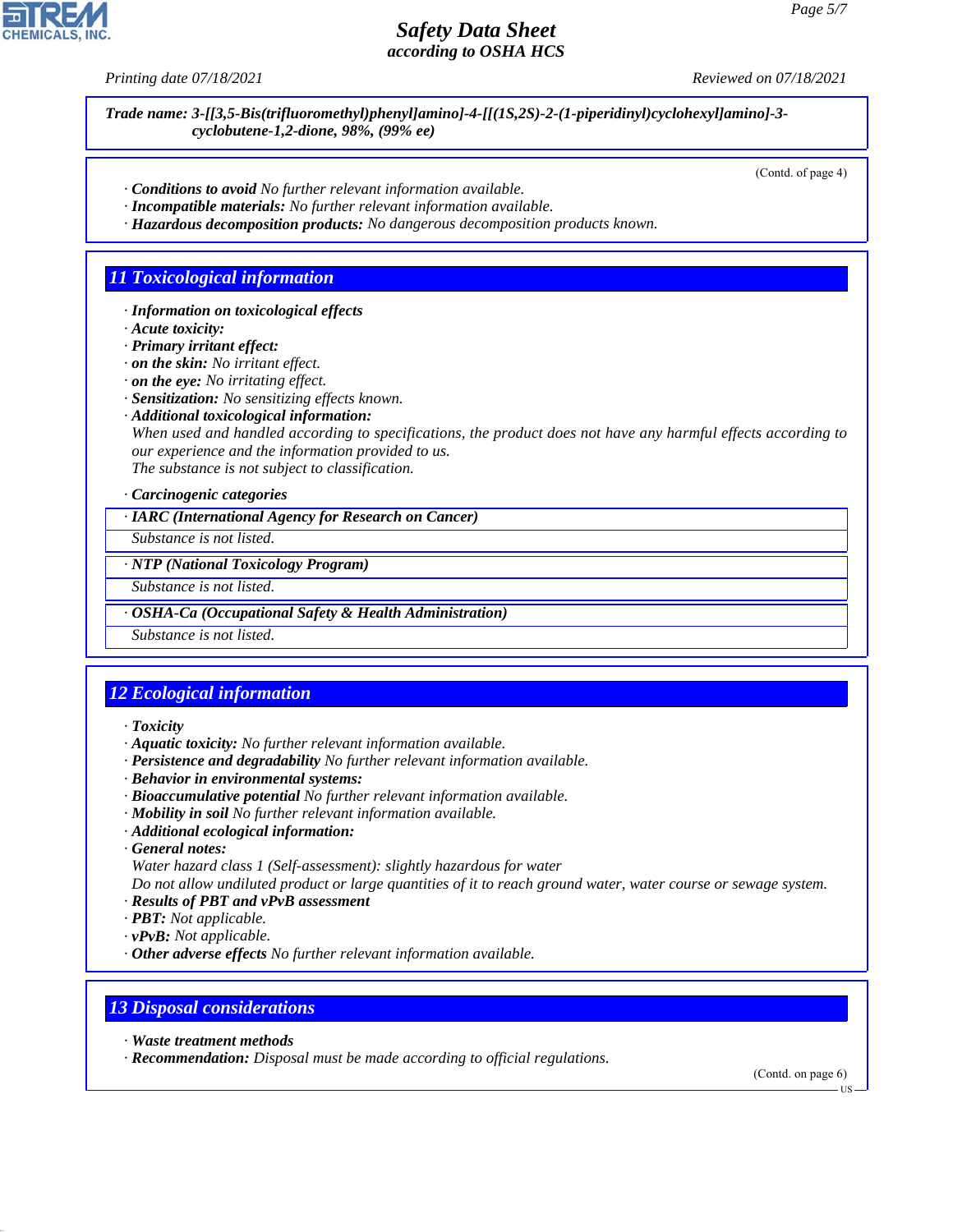**Trade name: 3-[[3,5-Bis(trifluoromethyl)phenyl]amino]-4-[[(1S,2S)-2-(1-piperidinyl)cyclohexyl]amino]-3-cyclobutene-1,2-dione, 98%, (99% ee)**

(Contd. of page 4)

· **Conditions to avoid** No further relevant information available.
· **Incompatible materials:** No further relevant information available.
· **Hazardous decomposition products:** No dangerous decomposition products known.

## 11 Toxicological information

· **Information on toxicological effects**
· **Acute toxicity:**
· **Primary irritant effect:**
· **on the skin:** No irritant effect.
· **on the eye:** No irritating effect.
· **Sensitization:** No sensitizing effects known.
· **Additional toxicological information:**
When used and handled according to specifications, the product does not have any harmful effects according to our experience and the information provided to us.
The substance is not subject to classification.

· **Carcinogenic categories**

· **IARC (International Agency for Research on Cancer)**
Substance is not listed.

· **NTP (National Toxicology Program)**
Substance is not listed.

· **OSHA-Ca (Occupational Safety & Health Administration)**
Substance is not listed.

## 12 Ecological information

· **Toxicity**
· **Aquatic toxicity:** No further relevant information available.
· **Persistence and degradability** No further relevant information available.
· **Behavior in environmental systems:**
· **Bioaccumulative potential** No further relevant information available.
· **Mobility in soil** No further relevant information available.
· **Additional ecological information:**
· **General notes:**
Water hazard class 1 (Self-assessment): slightly hazardous for water
Do not allow undiluted product or large quantities of it to reach ground water, water course or sewage system.
· **Results of PBT and vPvB assessment**
· **PBT:** Not applicable.
· **vPvB:** Not applicable.
· **Other adverse effects** No further relevant information available.

## 13 Disposal considerations

· **Waste treatment methods**
· **Recommendation:** Disposal must be made according to official regulations.

(Contd. on page 6)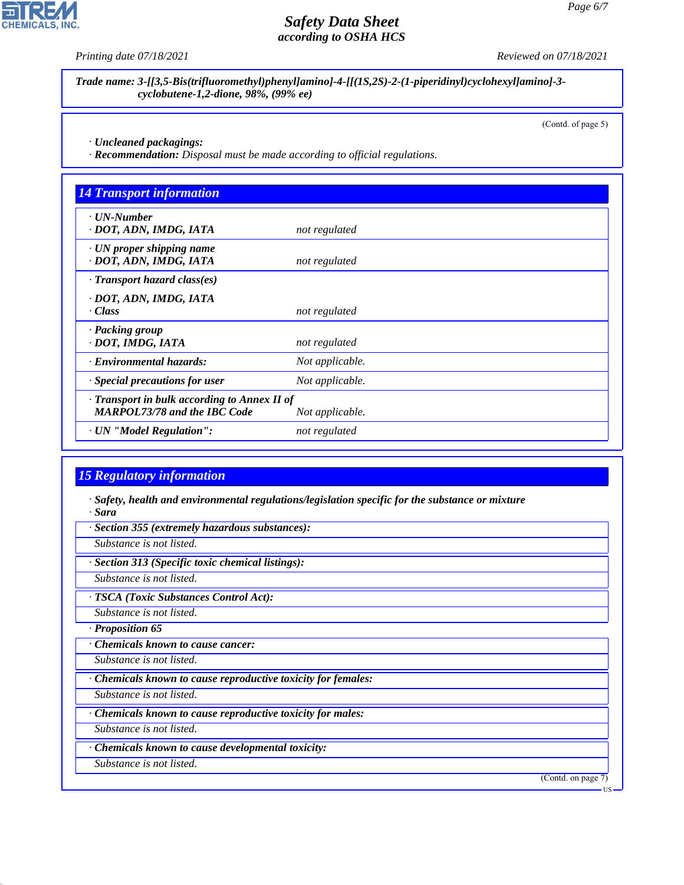**Trade name: 3-[[3,5-Bis(trifluoromethyl)phenyl]amino]-4-[[(1S,2S)-2-(1-piperidinyl)cyclohexyl]amino]-3-cyclobutene-1,2-dione, 98%, (99% ee)**

(Contd. of page 5)

· **Uncleaned packagings:**
· **Recommendation:** Disposal must be made according to official regulations.

## 14 Transport information

| | |
|---|---|
| · **UN-Number**<br>· **DOT, ADN, IMDG, IATA** | not regulated |
| · **UN proper shipping name**<br>· **DOT, ADN, IMDG, IATA** | not regulated |
| · **Transport hazard class(es)**<br>· **DOT, ADN, IMDG, IATA**<br>· **Class** | not regulated |
| · **Packing group**<br>· **DOT, IMDG, IATA** | not regulated |
| · **Environmental hazards:** | Not applicable. |
| · **Special precautions for user** | Not applicable. |
| · **Transport in bulk according to Annex II of MARPOL73/78 and the IBC Code** | Not applicable. |
| · **UN "Model Regulation":** | not regulated |

## 15 Regulatory information

· **Safety, health and environmental regulations/legislation specific for the substance or mixture**
· **Sara**

· **Section 355 (extremely hazardous substances):**
Substance is not listed.

· **Section 313 (Specific toxic chemical listings):**
Substance is not listed.

· **TSCA (Toxic Substances Control Act):**
Substance is not listed.

· **Proposition 65**

· **Chemicals known to cause cancer:**
Substance is not listed.

· **Chemicals known to cause reproductive toxicity for females:**
Substance is not listed.

· **Chemicals known to cause reproductive toxicity for males:**
Substance is not listed.

· **Chemicals known to cause developmental toxicity:**
Substance is not listed.

(Contd. on page 7)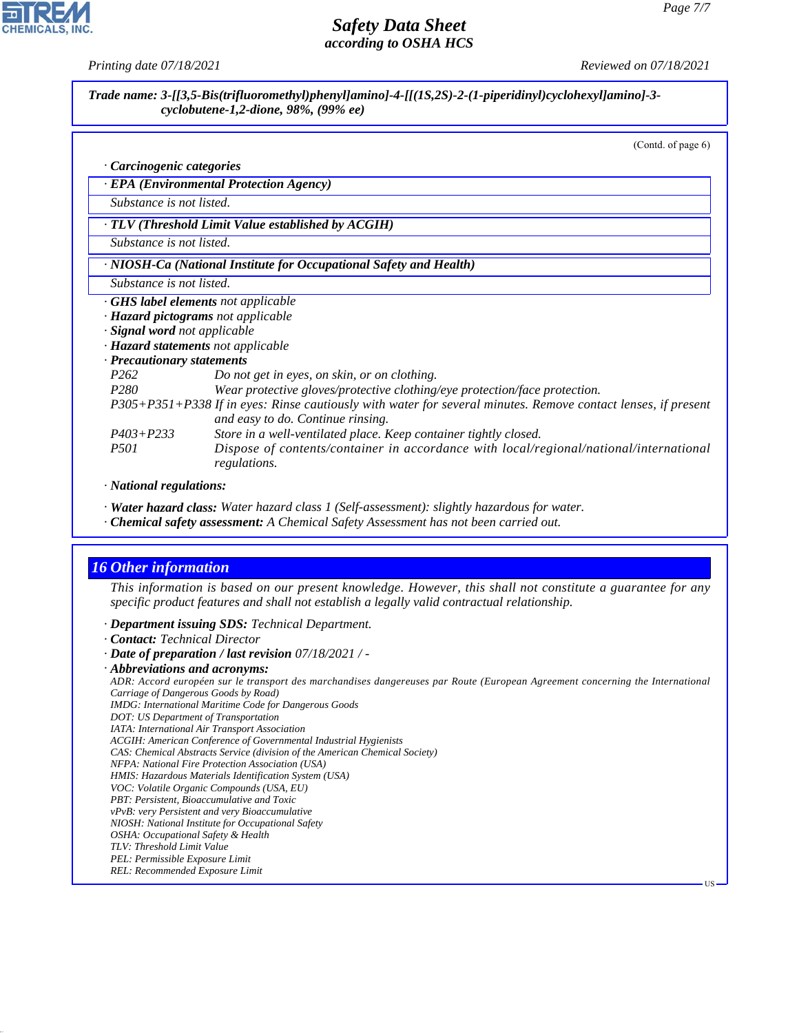**Trade name: 3-[[3,5-Bis(trifluoromethyl)phenyl]amino]-4-[[(1S,2S)-2-(1-piperidinyl)cyclohexyl]amino]-3-cyclobutene-1,2-dione, 98%, (99% ee)**

(Contd. of page 6)

· **Carcinogenic categories**

· **EPA (Environmental Protection Agency)**

Substance is not listed.

· **TLV (Threshold Limit Value established by ACGIH)**

Substance is not listed.

· **NIOSH-Ca (National Institute for Occupational Safety and Health)**

Substance is not listed.

· **GHS label elements** not applicable
· **Hazard pictograms** not applicable
· **Signal word** not applicable
· **Hazard statements** not applicable
· **Precautionary statements**

| | |
|---|---|
| P262 | Do not get in eyes, on skin, or on clothing. |
| P280 | Wear protective gloves/protective clothing/eye protection/face protection. |
| P305+P351+P338 | If in eyes: Rinse cautiously with water for several minutes. Remove contact lenses, if present and easy to do. Continue rinsing. |
| P403+P233 | Store in a well-ventilated place. Keep container tightly closed. |
| P501 | Dispose of contents/container in accordance with local/regional/national/international regulations. |

· **National regulations:**

· **Water hazard class:** Water hazard class 1 (Self-assessment): slightly hazardous for water.
· **Chemical safety assessment:** A Chemical Safety Assessment has not been carried out.

## 16 Other information

This information is based on our present knowledge. However, this shall not constitute a guarantee for any specific product features and shall not establish a legally valid contractual relationship.

· **Department issuing SDS:** Technical Department.
· **Contact:** Technical Director
· **Date of preparation / last revision** 07/18/2021 / -
· **Abbreviations and acronyms:**

ADR: Accord européen sur le transport des marchandises dangereuses par Route (European Agreement concerning the International Carriage of Dangerous Goods by Road)
IMDG: International Maritime Code for Dangerous Goods
DOT: US Department of Transportation
IATA: International Air Transport Association
ACGIH: American Conference of Governmental Industrial Hygienists
CAS: Chemical Abstracts Service (division of the American Chemical Society)
NFPA: National Fire Protection Association (USA)
HMIS: Hazardous Materials Identification System (USA)
VOC: Volatile Organic Compounds (USA, EU)
PBT: Persistent, Bioaccumulative and Toxic
vPvB: very Persistent and very Bioaccumulative
NIOSH: National Institute for Occupational Safety
OSHA: Occupational Safety & Health
TLV: Threshold Limit Value
PEL: Permissible Exposure Limit
REL: Recommended Exposure Limit